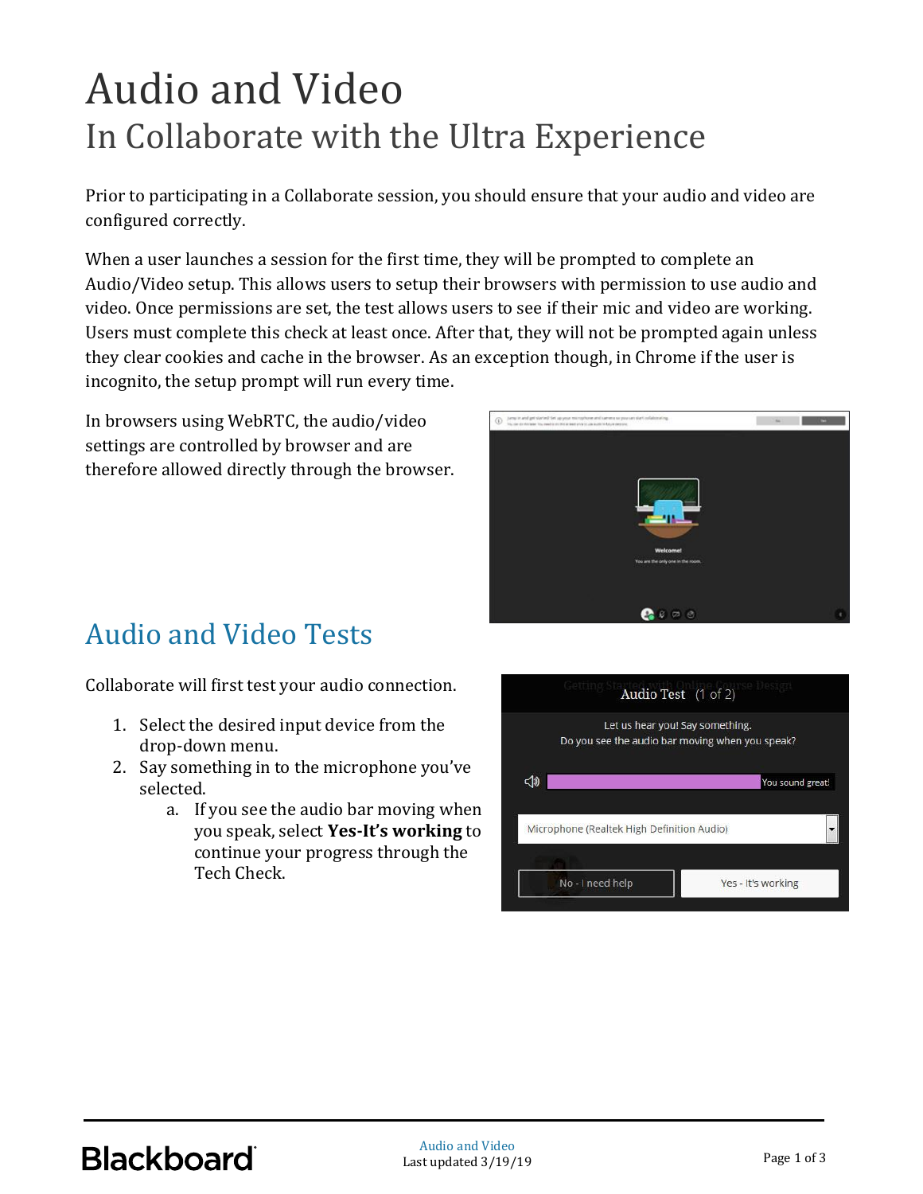# Audio and Video

## In Collaborate with the Ultra Experience

Prior to participating in a Collaborate session, you should ensure that your audio and video are configured correctly.

When a user launches a session for the first time, they will be prompted to complete an Audio/Video setup. This allows users to setup their browsers with permission to use audio and video. Once permissions are set, the test allows users to see if their mic and video are working. Users must complete this check at least once. After that, they will not be prompted again unless they clear cookies and cache in the browser. As an exception though, in Chrome if the user is incognito, the setup prompt will run every time.

In browsers using WebRTC, the audio/video settings are controlled by browser and are therefore allowed directly through the browser.

## Audio and Video Tests

Collaborate will first test your audio connection.

1. Select the desired input device from the drop-down menu.
2. Say something in to the microphone you've selected.
   a. If you see the audio bar moving when you speak, select **Yes-It's working** to continue your progress through the Tech Check.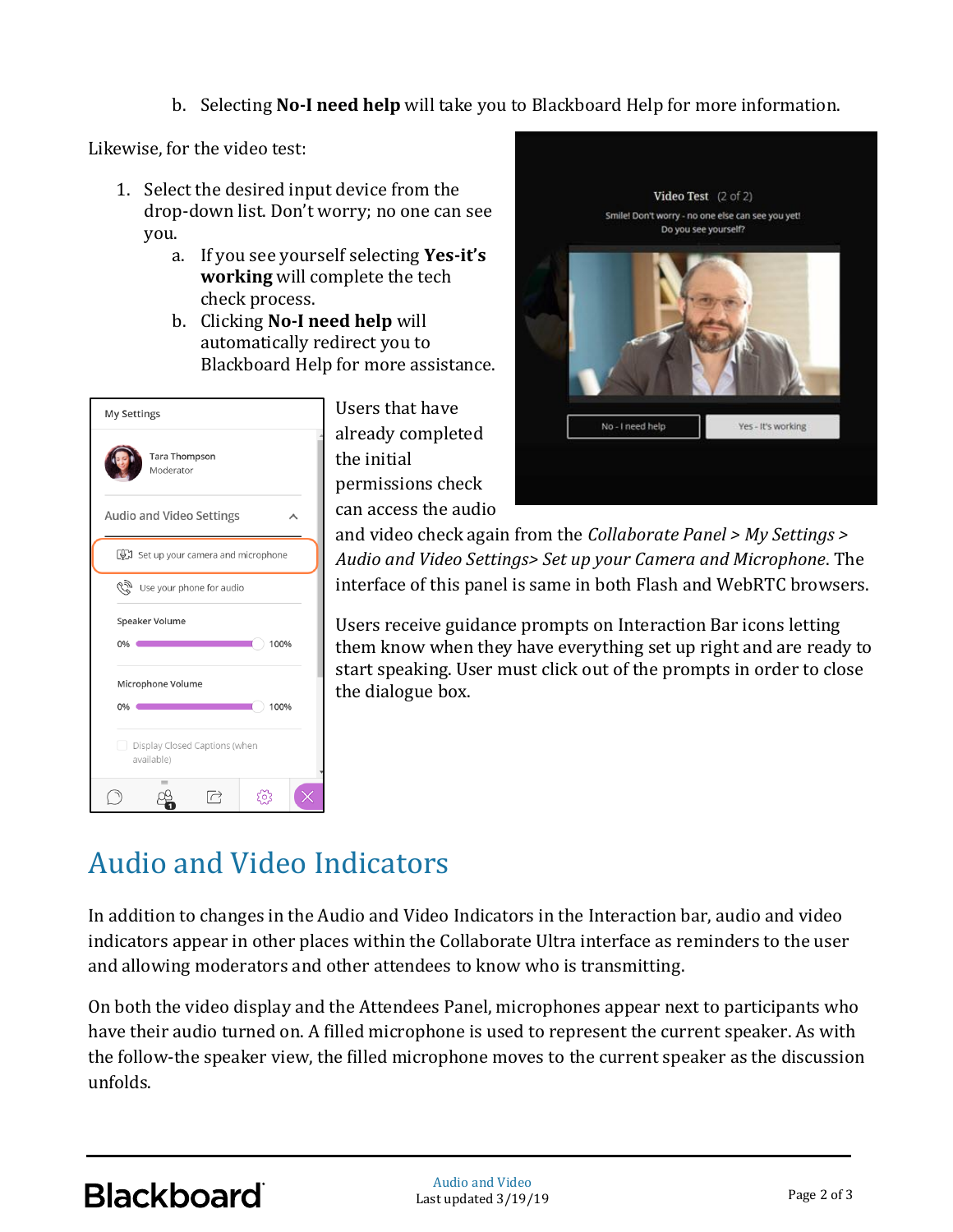b. Selecting **No-I need help** will take you to Blackboard Help for more information.

Likewise, for the video test:

1. Select the desired input device from the drop-down list. Don't worry; no one can see you.
    a. If you see yourself selecting **Yes-it's working** will complete the tech check process.
    b. Clicking **No-I need help** will automatically redirect you to Blackboard Help for more assistance.

Users that have already completed the initial permissions check can access the audio and video check again from the *Collaborate Panel > My Settings > Audio and Video Settings> Set up your Camera and Microphone*. The interface of this panel is same in both Flash and WebRTC browsers.

Users receive guidance prompts on Interaction Bar icons letting them know when they have everything set up right and are ready to start speaking. User must click out of the prompts in order to close the dialogue box.

# Audio and Video Indicators

In addition to changes in the Audio and Video Indicators in the Interaction bar, audio and video indicators appear in other places within the Collaborate Ultra interface as reminders to the user and allowing moderators and other attendees to know who is transmitting.

On both the video display and the Attendees Panel, microphones appear next to participants who have their audio turned on. A filled microphone is used to represent the current speaker. As with the follow-the speaker view, the filled microphone moves to the current speaker as the discussion unfolds.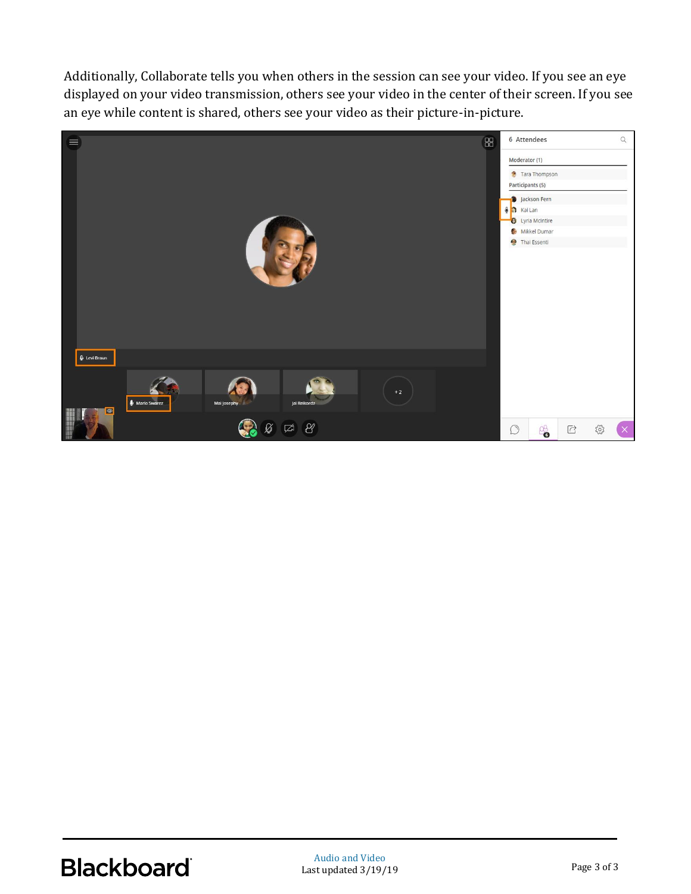Additionally, Collaborate tells you when others in the session can see your video. If you see an eye displayed on your video transmission, others see your video in the center of their screen. If you see an eye while content is shared, others see your video as their picture-in-picture.